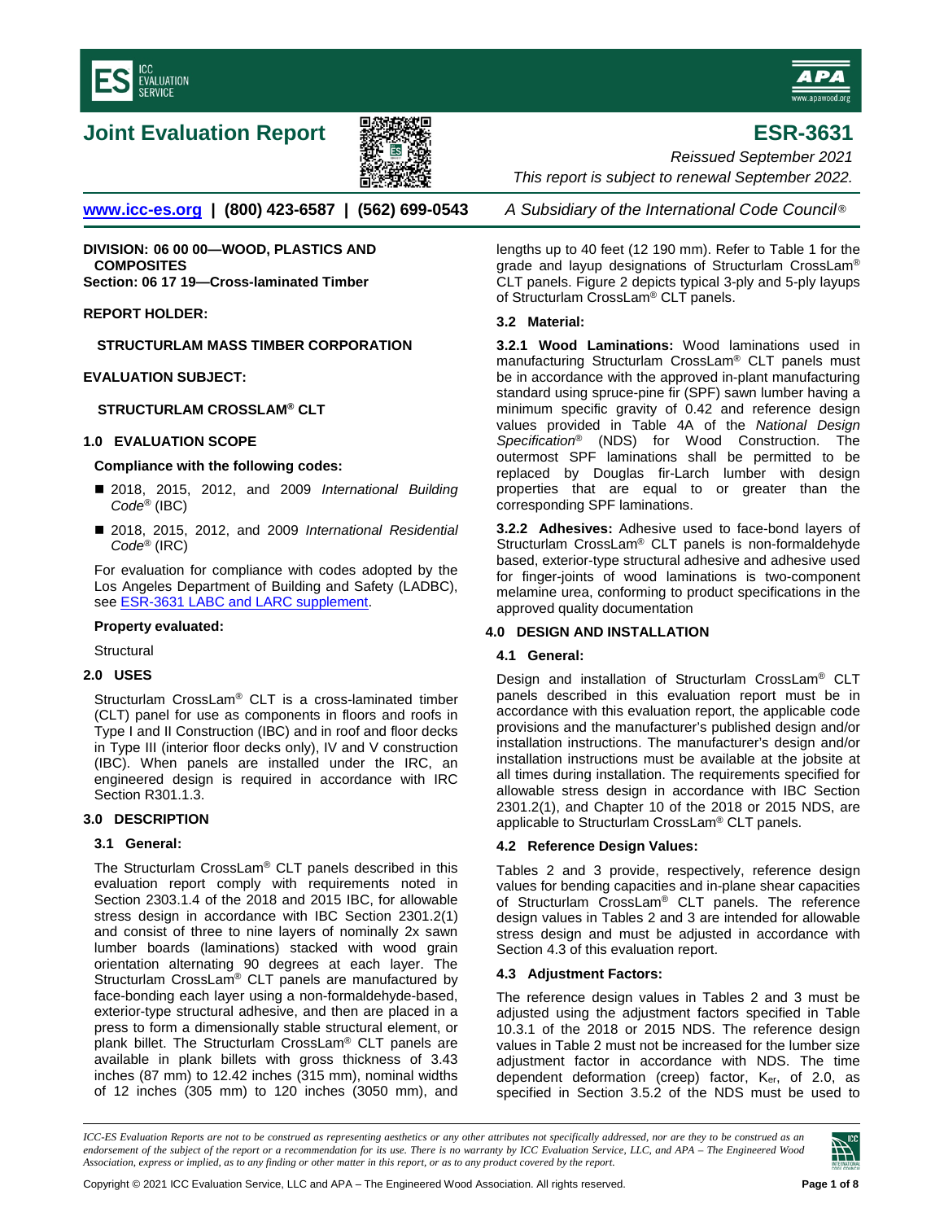# Joint Evaluation Report

# ESR-3631

*Reissued September 2021*

*This report is subject to renewal September 2022.*

www.icc-es.org | (800) 423-6587 | (562) 699-0543 *A Subsidiary of the International Code Council®*

**DIVISION: 06 00 00—WOOD, PLASTICS AND COMPOSITES**
**Section: 06 17 19—Cross-laminated Timber**

**REPORT HOLDER:**

**STRUCTURLAM MASS TIMBER CORPORATION**

**EVALUATION SUBJECT:**

**STRUCTURLAM CROSSLAM® CLT**

## 1.0 EVALUATION SCOPE

**Compliance with the following codes:**

- 2018, 2015, 2012, and 2009 *International Building Code®* (IBC)
- 2018, 2015, 2012, and 2009 *International Residential Code®* (IRC)

For evaluation for compliance with codes adopted by the Los Angeles Department of Building and Safety (LADBC), see ESR-3631 LABC and LARC supplement.

**Property evaluated:**

Structural

## 2.0 USES

Structurlam CrossLam® CLT is a cross-laminated timber (CLT) panel for use as components in floors and roofs in Type I and II Construction (IBC) and in roof and floor decks in Type III (interior floor decks only), IV and V construction (IBC). When panels are installed under the IRC, an engineered design is required in accordance with IRC Section R301.1.3.

## 3.0 DESCRIPTION

### 3.1 General:

The Structurlam CrossLam® CLT panels described in this evaluation report comply with requirements noted in Section 2303.1.4 of the 2018 and 2015 IBC, for allowable stress design in accordance with IBC Section 2301.2(1) and consist of three to nine layers of nominally 2x sawn lumber boards (laminations) stacked with wood grain orientation alternating 90 degrees at each layer. The Structurlam CrossLam® CLT panels are manufactured by face-bonding each layer using a non-formaldehyde-based, exterior-type structural adhesive, and then are placed in a press to form a dimensionally stable structural element, or plank billet. The Structurlam CrossLam® CLT panels are available in plank billets with gross thickness of 3.43 inches (87 mm) to 12.42 inches (315 mm), nominal widths of 12 inches (305 mm) to 120 inches (3050 mm), and lengths up to 40 feet (12 190 mm). Refer to Table 1 for the grade and layup designations of Structurlam CrossLam® CLT panels. Figure 2 depicts typical 3-ply and 5-ply layups of Structurlam CrossLam® CLT panels.

### 3.2 Material:

**3.2.1 Wood Laminations:** Wood laminations used in manufacturing Structurlam CrossLam® CLT panels must be in accordance with the approved in-plant manufacturing standard using spruce-pine fir (SPF) sawn lumber having a minimum specific gravity of 0.42 and reference design values provided in Table 4A of the *National Design Specification®* (NDS) for Wood Construction. The outermost SPF laminations shall be permitted to be replaced by Douglas fir-Larch lumber with design properties that are equal to or greater than the corresponding SPF laminations.

**3.2.2 Adhesives:** Adhesive used to face-bond layers of Structurlam CrossLam® CLT panels is non-formaldehyde based, exterior-type structural adhesive and adhesive used for finger-joints of wood laminations is two-component melamine urea, conforming to product specifications in the approved quality documentation

## 4.0 DESIGN AND INSTALLATION

### 4.1 General:

Design and installation of Structurlam CrossLam® CLT panels described in this evaluation report must be in accordance with this evaluation report, the applicable code provisions and the manufacturer's published design and/or installation instructions. The manufacturer's design and/or installation instructions must be available at the jobsite at all times during installation. The requirements specified for allowable stress design in accordance with IBC Section 2301.2(1), and Chapter 10 of the 2018 or 2015 NDS, are applicable to Structurlam CrossLam® CLT panels.

### 4.2 Reference Design Values:

Tables 2 and 3 provide, respectively, reference design values for bending capacities and in-plane shear capacities of Structurlam CrossLam® CLT panels. The reference design values in Tables 2 and 3 are intended for allowable stress design and must be adjusted in accordance with Section 4.3 of this evaluation report.

### 4.3 Adjustment Factors:

The reference design values in Tables 2 and 3 must be adjusted using the adjustment factors specified in Table 10.3.1 of the 2018 or 2015 NDS. The reference design values in Table 2 must not be increased for the lumber size adjustment factor in accordance with NDS. The time dependent deformation (creep) factor, $K_{cr}$, of 2.0, as specified in Section 3.5.2 of the NDS must be used to

*ICC-ES Evaluation Reports are not to be construed as representing aesthetics or any other attributes not specifically addressed, nor are they to be construed as an endorsement of the subject of the report or a recommendation for its use. There is no warranty by ICC Evaluation Service, LLC, and APA – The Engineered Wood Association, express or implied, as to any finding or other matter in this report, or as to any product covered by the report.*

Copyright © 2021 ICC Evaluation Service, LLC and APA – The Engineered Wood Association. All rights reserved.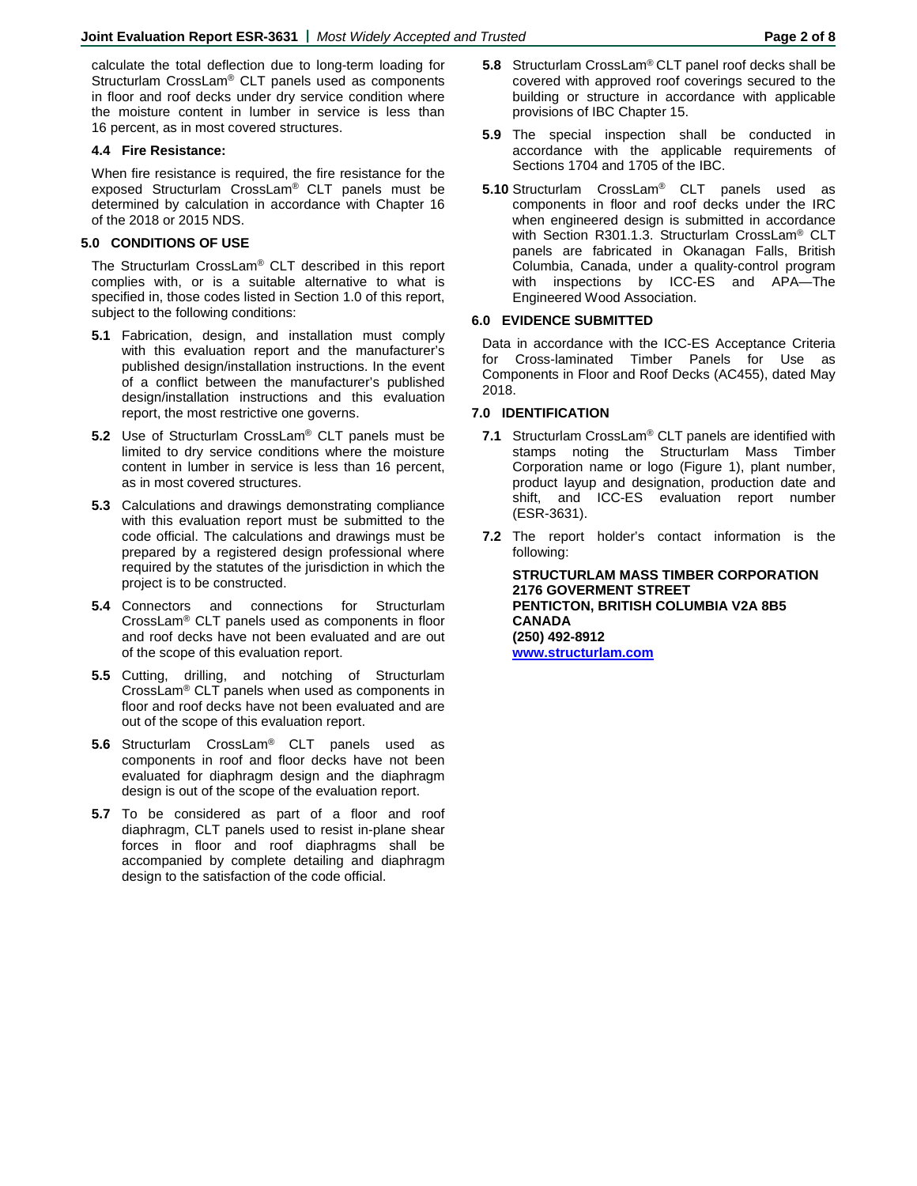calculate the total deflection due to long-term loading for Structurlam CrossLam® CLT panels used as components in floor and roof decks under dry service condition where the moisture content in lumber in service is less than 16 percent, as in most covered structures.

### 4.4 Fire Resistance:

When fire resistance is required, the fire resistance for the exposed Structurlam CrossLam® CLT panels must be determined by calculation in accordance with Chapter 16 of the 2018 or 2015 NDS.

## 5.0 CONDITIONS OF USE

The Structurlam CrossLam® CLT described in this report complies with, or is a suitable alternative to what is specified in, those codes listed in Section 1.0 of this report, subject to the following conditions:

**5.1** Fabrication, design, and installation must comply with this evaluation report and the manufacturer's published design/installation instructions. In the event of a conflict between the manufacturer's published design/installation instructions and this evaluation report, the most restrictive one governs.

**5.2** Use of Structurlam CrossLam® CLT panels must be limited to dry service conditions where the moisture content in lumber in service is less than 16 percent, as in most covered structures.

**5.3** Calculations and drawings demonstrating compliance with this evaluation report must be submitted to the code official. The calculations and drawings must be prepared by a registered design professional where required by the statutes of the jurisdiction in which the project is to be constructed.

**5.4** Connectors and connections for Structurlam CrossLam® CLT panels used as components in floor and roof decks have not been evaluated and are out of the scope of this evaluation report.

**5.5** Cutting, drilling, and notching of Structurlam CrossLam® CLT panels when used as components in floor and roof decks have not been evaluated and are out of the scope of this evaluation report.

**5.6** Structurlam CrossLam® CLT panels used as components in roof and floor decks have not been evaluated for diaphragm design and the diaphragm design is out of the scope of the evaluation report.

**5.7** To be considered as part of a floor and roof diaphragm, CLT panels used to resist in-plane shear forces in floor and roof diaphragms shall be accompanied by complete detailing and diaphragm design to the satisfaction of the code official.

**5.8** Structurlam CrossLam® CLT panel roof decks shall be covered with approved roof coverings secured to the building or structure in accordance with applicable provisions of IBC Chapter 15.

**5.9** The special inspection shall be conducted in accordance with the applicable requirements of Sections 1704 and 1705 of the IBC.

**5.10** Structurlam CrossLam® CLT panels used as components in floor and roof decks under the IRC when engineered design is submitted in accordance with Section R301.1.3. Structurlam CrossLam® CLT panels are fabricated in Okanagan Falls, British Columbia, Canada, under a quality-control program with inspections by ICC-ES and APA—The Engineered Wood Association.

## 6.0 EVIDENCE SUBMITTED

Data in accordance with the ICC-ES Acceptance Criteria for Cross-laminated Timber Panels for Use as Components in Floor and Roof Decks (AC455), dated May 2018.

## 7.0 IDENTIFICATION

**7.1** Structurlam CrossLam® CLT panels are identified with stamps noting the Structurlam Mass Timber Corporation name or logo (Figure 1), plant number, product layup and designation, production date and shift, and ICC-ES evaluation report number (ESR-3631).

**7.2** The report holder's contact information is the following:

**STRUCTURLAM MASS TIMBER CORPORATION**
**2176 GOVERMENT STREET**
**PENTICTON, BRITISH COLUMBIA V2A 8B5**
**CANADA**
**(250) 492-8912**
**www.structurlam.com**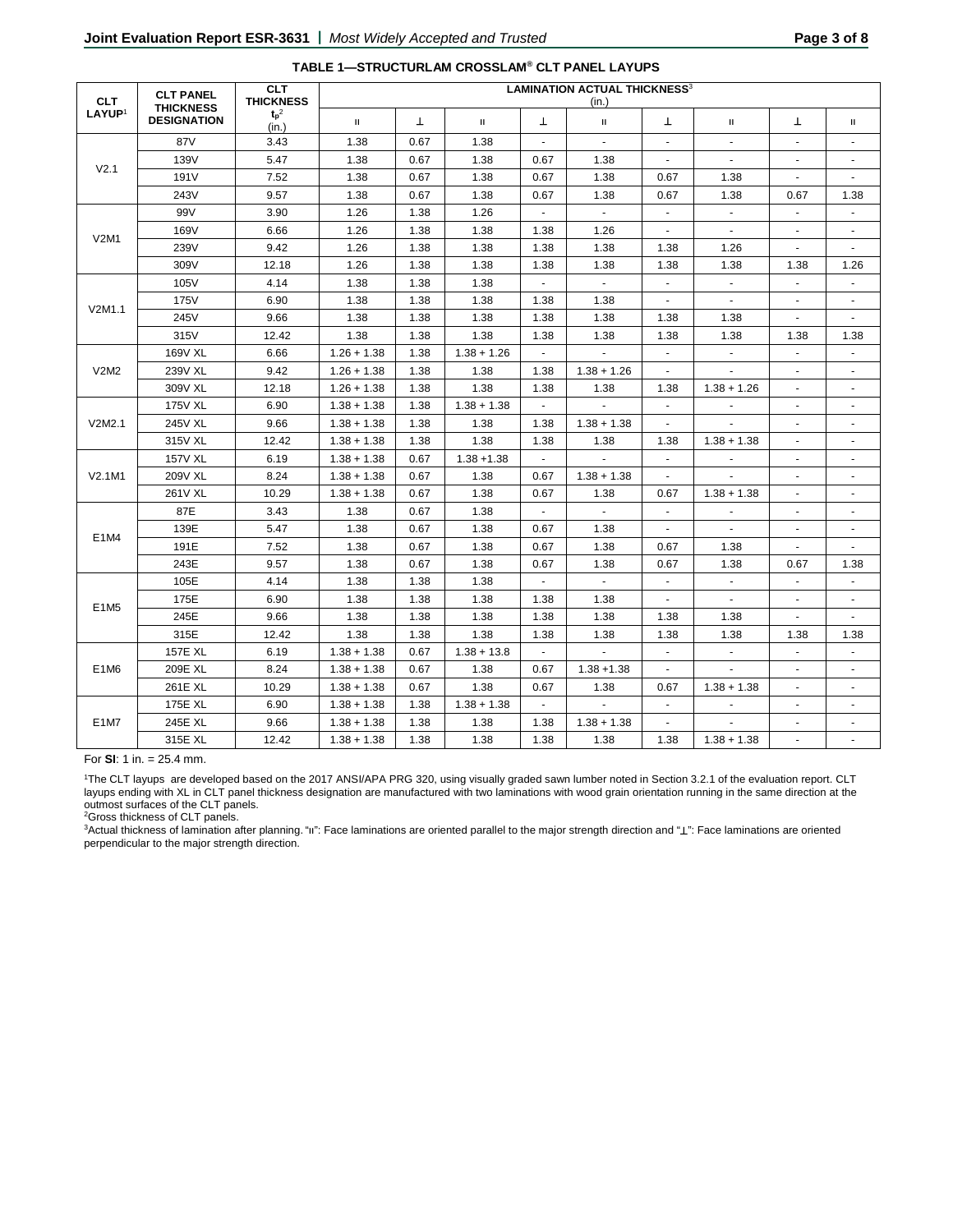**TABLE 1—STRUCTURLAM CROSSLAM® CLT PANEL LAYUPS**

| CLT LAYUP[1] | CLT PANEL THICKNESS DESIGNATION | CLT THICKNESS $t_p$[2] (in.) | LAMINATION ACTUAL THICKNESS[3] (in.) | | | | | | | | |
|---|---|---|---|---|---|---|---|---|---|---|---|
| | | | ॥ | ⊥ | ॥ | ⊥ | ॥ | ⊥ | ॥ | ⊥ | ॥ |
| V2.1 | 87V | 3.43 | 1.38 | 0.67 | 1.38 | - | - | - | - | - | - |
| | 139V | 5.47 | 1.38 | 0.67 | 1.38 | 0.67 | 1.38 | - | - | - | - |
| | 191V | 7.52 | 1.38 | 0.67 | 1.38 | 0.67 | 1.38 | 0.67 | 1.38 | - | - |
| | 243V | 9.57 | 1.38 | 0.67 | 1.38 | 0.67 | 1.38 | 0.67 | 1.38 | 0.67 | 1.38 |
| V2M1 | 99V | 3.90 | 1.26 | 1.38 | 1.26 | - | - | - | - | - | - |
| | 169V | 6.66 | 1.26 | 1.38 | 1.38 | 1.38 | 1.26 | - | - | - | - |
| | 239V | 9.42 | 1.26 | 1.38 | 1.38 | 1.38 | 1.38 | 1.38 | 1.26 | - | - |
| | 309V | 12.18 | 1.26 | 1.38 | 1.38 | 1.38 | 1.38 | 1.38 | 1.38 | 1.38 | 1.26 |
| V2M1.1 | 105V | 4.14 | 1.38 | 1.38 | 1.38 | - | - | - | - | - | - |
| | 175V | 6.90 | 1.38 | 1.38 | 1.38 | 1.38 | 1.38 | - | - | - | - |
| | 245V | 9.66 | 1.38 | 1.38 | 1.38 | 1.38 | 1.38 | 1.38 | 1.38 | - | - |
| | 315V | 12.42 | 1.38 | 1.38 | 1.38 | 1.38 | 1.38 | 1.38 | 1.38 | 1.38 | 1.38 |
| V2M2 | 169V XL | 6.66 | 1.26 + 1.38 | 1.38 | 1.38 + 1.26 | - | - | - | - | - | - |
| | 239V XL | 9.42 | 1.26 + 1.38 | 1.38 | 1.38 | 1.38 | 1.38 + 1.26 | - | - | - | - |
| | 309V XL | 12.18 | 1.26 + 1.38 | 1.38 | 1.38 | 1.38 | 1.38 | 1.38 | 1.38 + 1.26 | - | - |
| V2M2.1 | 175V XL | 6.90 | 1.38 + 1.38 | 1.38 | 1.38 + 1.38 | - | - | - | - | - | - |
| | 245V XL | 9.66 | 1.38 + 1.38 | 1.38 | 1.38 | 1.38 | 1.38 + 1.38 | - | - | - | - |
| | 315V XL | 12.42 | 1.38 + 1.38 | 1.38 | 1.38 | 1.38 | 1.38 | 1.38 | 1.38 + 1.38 | - | - |
| V2.1M1 | 157V XL | 6.19 | 1.38 + 1.38 | 0.67 | 1.38 +1.38 | - | - | - | - | - | - |
| | 209V XL | 8.24 | 1.38 + 1.38 | 0.67 | 1.38 | 0.67 | 1.38 + 1.38 | - | - | - | - |
| | 261V XL | 10.29 | 1.38 + 1.38 | 0.67 | 1.38 | 0.67 | 1.38 | 0.67 | 1.38 + 1.38 | - | - |
| E1M4 | 87E | 3.43 | 1.38 | 0.67 | 1.38 | - | - | - | - | - | - |
| | 139E | 5.47 | 1.38 | 0.67 | 1.38 | 0.67 | 1.38 | - | - | - | - |
| | 191E | 7.52 | 1.38 | 0.67 | 1.38 | 0.67 | 1.38 | 0.67 | 1.38 | - | - |
| | 243E | 9.57 | 1.38 | 0.67 | 1.38 | 0.67 | 1.38 | 0.67 | 1.38 | 0.67 | 1.38 |
| E1M5 | 105E | 4.14 | 1.38 | 1.38 | 1.38 | - | - | - | - | - | - |
| | 175E | 6.90 | 1.38 | 1.38 | 1.38 | 1.38 | 1.38 | - | - | - | - |
| | 245E | 9.66 | 1.38 | 1.38 | 1.38 | 1.38 | 1.38 | 1.38 | 1.38 | - | - |
| | 315E | 12.42 | 1.38 | 1.38 | 1.38 | 1.38 | 1.38 | 1.38 | 1.38 | 1.38 | 1.38 |
| E1M6 | 157E XL | 6.19 | 1.38 + 1.38 | 0.67 | 1.38 + 13.8 | - | - | - | - | - | - |
| | 209E XL | 8.24 | 1.38 + 1.38 | 0.67 | 1.38 | 0.67 | 1.38 +1.38 | - | - | - | - |
| | 261E XL | 10.29 | 1.38 + 1.38 | 0.67 | 1.38 | 0.67 | 1.38 | 0.67 | 1.38 + 1.38 | - | - |
| E1M7 | 175E XL | 6.90 | 1.38 + 1.38 | 1.38 | 1.38 + 1.38 | - | - | - | - | - | - |
| | 245E XL | 9.66 | 1.38 + 1.38 | 1.38 | 1.38 | 1.38 | 1.38 + 1.38 | - | - | - | - |
| | 315E XL | 12.42 | 1.38 + 1.38 | 1.38 | 1.38 | 1.38 | 1.38 | 1.38 | 1.38 + 1.38 | - | - |

For **SI**: 1 in. = 25.4 mm.

[1]The CLT layups are developed based on the 2017 ANSI/APA PRG 320, using visually graded sawn lumber noted in Section 3.2.1 of the evaluation report. CLT layups ending with XL in CLT panel thickness designation are manufactured with two laminations with wood grain orientation running in the same direction at the outmost surfaces of the CLT panels.

[2]Gross thickness of CLT panels.

[3]Actual thickness of lamination after planning. "॥": Face laminations are oriented parallel to the major strength direction and "⊥": Face laminations are oriented perpendicular to the major strength direction.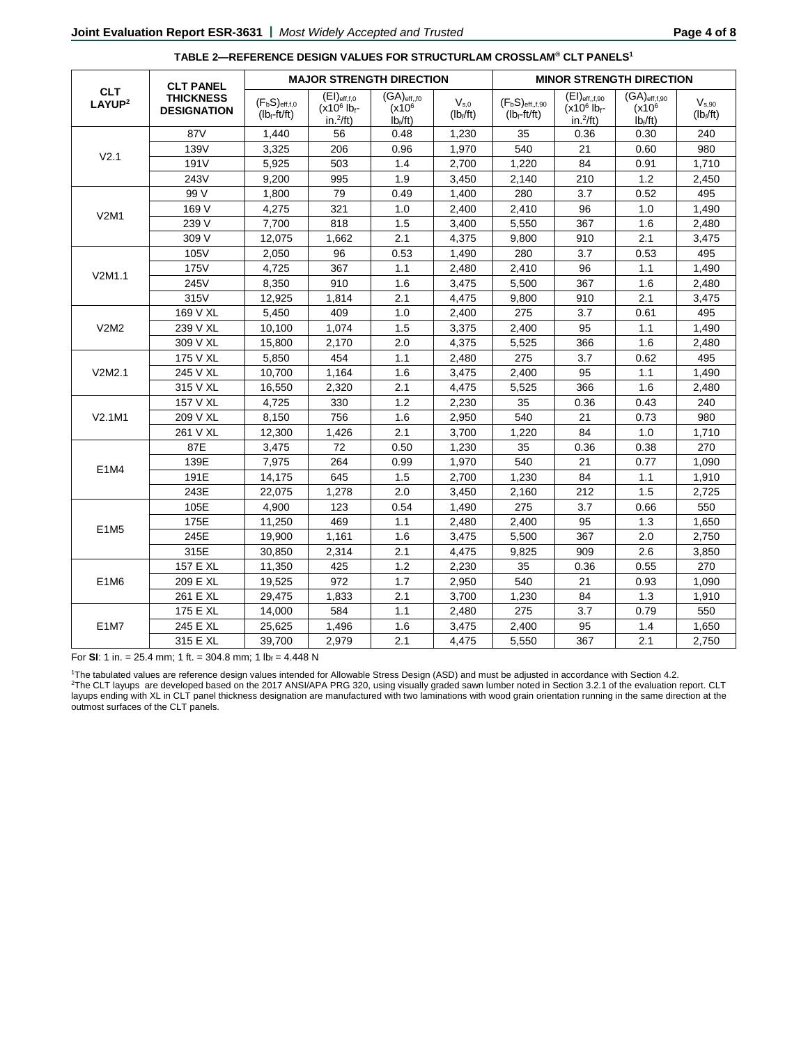**TABLE 2—REFERENCE DESIGN VALUES FOR STRUCTURLAM CROSSLAM® CLT PANELS[1]**

| CLT LAYUP[2] | CLT PANEL THICKNESS DESIGNATION | MAJOR STRENGTH DIRECTION | | | | MINOR STRENGTH DIRECTION | | | |
|---|---|---|---|---|---|---|---|---|---|
| | | $(F_bS)_{eff,f,0}$ ($lb_f$-ft/ft) | $(EI)_{eff,f,0}$ ($x10^6$ $lb_f$-in.$^2$/ft) | $(GA)_{eff,f0}$ ($x10^6$ $lb_f$/ft) | $V_{s,0}$ ($lb_f$/ft) | $(F_bS)_{eff,f,90}$ ($lb_f$-ft/ft) | $(EI)_{eff,f,90}$ ($x10^6$ $lb_f$-in.$^2$/ft) | $(GA)_{eff,f,90}$ ($x10^6$ $lb_f$/ft) | $V_{s,90}$ ($lb_f$/ft) |
| V2.1 | 87V | 1,440 | 56 | 0.48 | 1,230 | 35 | 0.36 | 0.30 | 240 |
| | 139V | 3,325 | 206 | 0.96 | 1,970 | 540 | 21 | 0.60 | 980 |
| | 191V | 5,925 | 503 | 1.4 | 2,700 | 1,220 | 84 | 0.91 | 1,710 |
| | 243V | 9,200 | 995 | 1.9 | 3,450 | 2,140 | 210 | 1.2 | 2,450 |
| V2M1 | 99 V | 1,800 | 79 | 0.49 | 1,400 | 280 | 3.7 | 0.52 | 495 |
| | 169 V | 4,275 | 321 | 1.0 | 2,400 | 2,410 | 96 | 1.0 | 1,490 |
| | 239 V | 7,700 | 818 | 1.5 | 3,400 | 5,550 | 367 | 1.6 | 2,480 |
| | 309 V | 12,075 | 1,662 | 2.1 | 4,375 | 9,800 | 910 | 2.1 | 3,475 |
| V2M1.1 | 105V | 2,050 | 96 | 0.53 | 1,490 | 280 | 3.7 | 0.53 | 495 |
| | 175V | 4,725 | 367 | 1.1 | 2,480 | 2,410 | 96 | 1.1 | 1,490 |
| | 245V | 8,350 | 910 | 1.6 | 3,475 | 5,500 | 367 | 1.6 | 2,480 |
| | 315V | 12,925 | 1,814 | 2.1 | 4,475 | 9,800 | 910 | 2.1 | 3,475 |
| V2M2 | 169 V XL | 5,450 | 409 | 1.0 | 2,400 | 275 | 3.7 | 0.61 | 495 |
| | 239 V XL | 10,100 | 1,074 | 1.5 | 3,375 | 2,400 | 95 | 1.1 | 1,490 |
| | 309 V XL | 15,800 | 2,170 | 2.0 | 4,375 | 5,525 | 366 | 1.6 | 2,480 |
| V2M2.1 | 175 V XL | 5,850 | 454 | 1.1 | 2,480 | 275 | 3.7 | 0.62 | 495 |
| | 245 V XL | 10,700 | 1,164 | 1.6 | 3,475 | 2,400 | 95 | 1.1 | 1,490 |
| | 315 V XL | 16,550 | 2,320 | 2.1 | 4,475 | 5,525 | 366 | 1.6 | 2,480 |
| V2.1M1 | 157 V XL | 4,725 | 330 | 1.2 | 2,230 | 35 | 0.36 | 0.43 | 240 |
| | 209 V XL | 8,150 | 756 | 1.6 | 2,950 | 540 | 21 | 0.73 | 980 |
| | 261 V XL | 12,300 | 1,426 | 2.1 | 3,700 | 1,220 | 84 | 1.0 | 1,710 |
| E1M4 | 87E | 3,475 | 72 | 0.50 | 1,230 | 35 | 0.36 | 0.38 | 270 |
| | 139E | 7,975 | 264 | 0.99 | 1,970 | 540 | 21 | 0.77 | 1,090 |
| | 191E | 14,175 | 645 | 1.5 | 2,700 | 1,230 | 84 | 1.1 | 1,910 |
| | 243E | 22,075 | 1,278 | 2.0 | 3,450 | 2,160 | 212 | 1.5 | 2,725 |
| E1M5 | 105E | 4,900 | 123 | 0.54 | 1,490 | 275 | 3.7 | 0.66 | 550 |
| | 175E | 11,250 | 469 | 1.1 | 2,480 | 2,400 | 95 | 1.3 | 1,650 |
| | 245E | 19,900 | 1,161 | 1.6 | 3,475 | 5,500 | 367 | 2.0 | 2,750 |
| | 315E | 30,850 | 2,314 | 2.1 | 4,475 | 9,825 | 909 | 2.6 | 3,850 |
| E1M6 | 157 E XL | 11,350 | 425 | 1.2 | 2,230 | 35 | 0.36 | 0.55 | 270 |
| | 209 E XL | 19,525 | 972 | 1.7 | 2,950 | 540 | 21 | 0.93 | 1,090 |
| | 261 E XL | 29,475 | 1,833 | 2.1 | 3,700 | 1,230 | 84 | 1.3 | 1,910 |
| E1M7 | 175 E XL | 14,000 | 584 | 1.1 | 2,480 | 275 | 3.7 | 0.79 | 550 |
| | 245 E XL | 25,625 | 1,496 | 1.6 | 3,475 | 2,400 | 95 | 1.4 | 1,650 |
| | 315 E XL | 39,700 | 2,979 | 2.1 | 4,475 | 5,550 | 367 | 2.1 | 2,750 |

For **SI**: 1 in. = 25.4 mm; 1 ft. = 304.8 mm; 1 $lb_f$ = 4.448 N

[1]The tabulated values are reference design values intended for Allowable Stress Design (ASD) and must be adjusted in accordance with Section 4.2.
[2]The CLT layups are developed based on the 2017 ANSI/APA PRG 320, using visually graded sawn lumber noted in Section 3.2.1 of the evaluation report. CLT layups ending with XL in CLT panel thickness designation are manufactured with two laminations with wood grain orientation running in the same direction at the outmost surfaces of the CLT panels.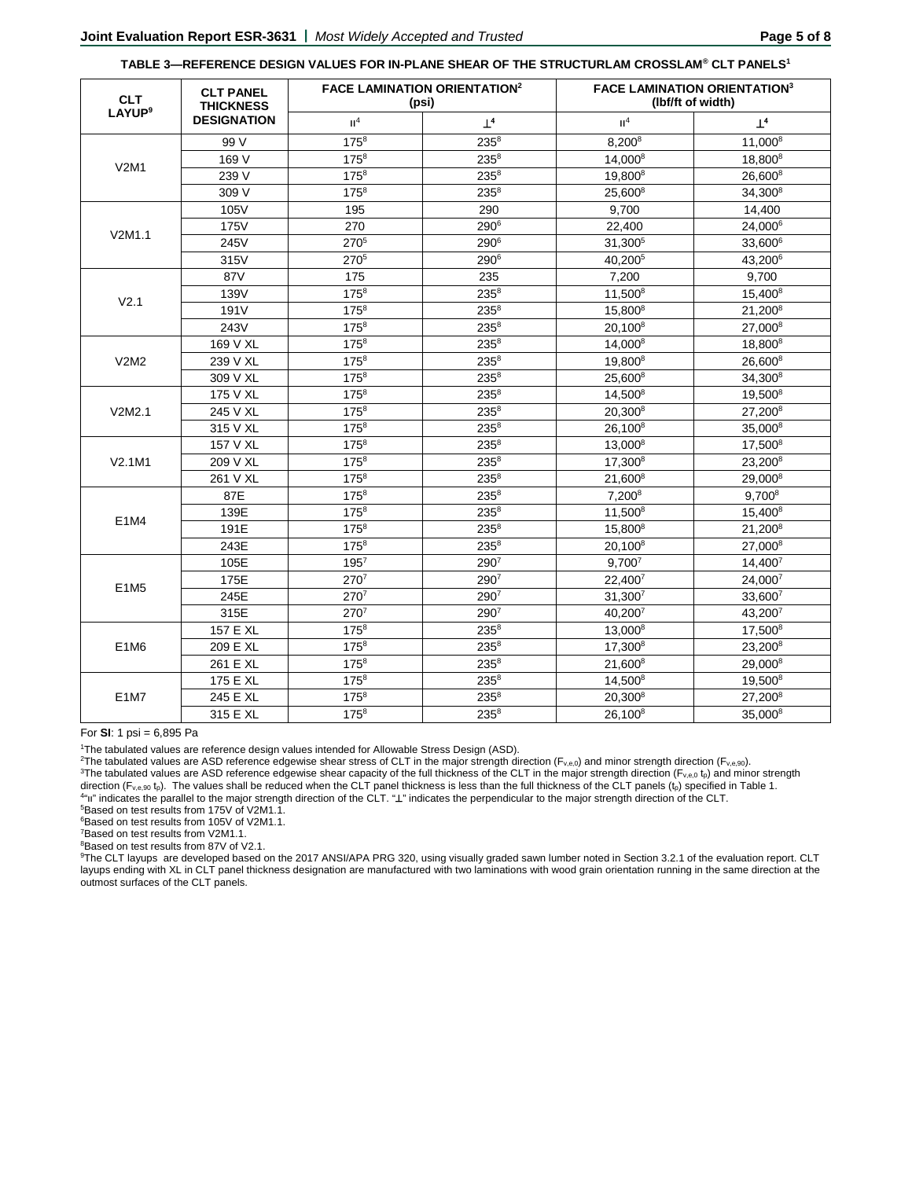**TABLE 3—REFERENCE DESIGN VALUES FOR IN-PLANE SHEAR OF THE STRUCTURLAM CROSSLAM® CLT PANELS[1]**

| CLT LAYUP[9] | CLT PANEL THICKNESS DESIGNATION | FACE LAMINATION ORIENTATION[2] (psi) | | FACE LAMINATION ORIENTATION[3] (lbf/ft of width) | |
|---|---|---|---|---|---|
| | | ∥[4] | ⊥[4] | ∥[4] | ⊥[4] |
| V2M1 | 99 V | 175[8] | 235[8] | 8,200[8] | 11,000[8] |
| | 169 V | 175[8] | 235[8] | 14,000[8] | 18,800[8] |
| | 239 V | 175[8] | 235[8] | 19,800[8] | 26,600[8] |
| | 309 V | 175[8] | 235[8] | 25,600[8] | 34,300[8] |
| V2M1.1 | 105V | 195 | 290 | 9,700 | 14,400 |
| | 175V | 270 | 290[6] | 22,400 | 24,000[6] |
| | 245V | 270[5] | 290[6] | 31,300[5] | 33,600[6] |
| | 315V | 270[5] | 290[6] | 40,200[5] | 43,200[6] |
| V2.1 | 87V | 175 | 235 | 7,200 | 9,700 |
| | 139V | 175[8] | 235[8] | 11,500[8] | 15,400[8] |
| | 191V | 175[8] | 235[8] | 15,800[8] | 21,200[8] |
| | 243V | 175[8] | 235[8] | 20,100[8] | 27,000[8] |
| V2M2 | 169 V XL | 175[8] | 235[8] | 14,000[8] | 18,800[8] |
| | 239 V XL | 175[8] | 235[8] | 19,800[8] | 26,600[8] |
| | 309 V XL | 175[8] | 235[8] | 25,600[8] | 34,300[8] |
| V2M2.1 | 175 V XL | 175[8] | 235[8] | 14,500[8] | 19,500[8] |
| | 245 V XL | 175[8] | 235[8] | 20,300[8] | 27,200[8] |
| | 315 V XL | 175[8] | 235[8] | 26,100[8] | 35,000[8] |
| V2.1M1 | 157 V XL | 175[8] | 235[8] | 13,000[8] | 17,500[8] |
| | 209 V XL | 175[8] | 235[8] | 17,300[8] | 23,200[8] |
| | 261 V XL | 175[8] | 235[8] | 21,600[8] | 29,000[8] |
| E1M4 | 87E | 175[8] | 235[8] | 7,200[8] | 9,700[8] |
| | 139E | 175[8] | 235[8] | 11,500[8] | 15,400[8] |
| | 191E | 175[8] | 235[8] | 15,800[8] | 21,200[8] |
| | 243E | 175[8] | 235[8] | 20,100[8] | 27,000[8] |
| E1M5 | 105E | 195[7] | 290[7] | 9,700[7] | 14,400[7] |
| | 175E | 270[7] | 290[7] | 22,400[7] | 24,000[7] |
| | 245E | 270[7] | 290[7] | 31,300[7] | 33,600[7] |
| | 315E | 270[7] | 290[7] | 40,200[7] | 43,200[7] |
| E1M6 | 157 E XL | 175[8] | 235[8] | 13,000[8] | 17,500[8] |
| | 209 E XL | 175[8] | 235[8] | 17,300[8] | 23,200[8] |
| | 261 E XL | 175[8] | 235[8] | 21,600[8] | 29,000[8] |
| E1M7 | 175 E XL | 175[8] | 235[8] | 14,500[8] | 19,500[8] |
| | 245 E XL | 175[8] | 235[8] | 20,300[8] | 27,200[8] |
| | 315 E XL | 175[8] | 235[8] | 26,100[8] | 35,000[8] |

For **SI**: 1 psi = 6,895 Pa

[1]The tabulated values are reference design values intended for Allowable Stress Design (ASD).

[2]The tabulated values are ASD reference edgewise shear stress of CLT in the major strength direction ($F_{v,e,0}$) and minor strength direction ($F_{v,e,90}$).

[3]The tabulated values are ASD reference edgewise shear capacity of the full thickness of the CLT in the major strength direction ($F_{v,e,0}\ t_p$) and minor strength direction ($F_{v,e,90}\ t_p$). The values shall be reduced when the CLT panel thickness is less than the full thickness of the CLT panels ($t_p$) specified in Table 1.

[4]"∥" indicates the parallel to the major strength direction of the CLT. "⊥" indicates the perpendicular to the major strength direction of the CLT.

[5]Based on test results from 175V of V2M1.1.

[6]Based on test results from 105V of V2M1.1.

[7]Based on test results from V2M1.1.

[8]Based on test results from 87V of V2.1.

[9]The CLT layups are developed based on the 2017 ANSI/APA PRG 320, using visually graded sawn lumber noted in Section 3.2.1 of the evaluation report. CLT layups ending with XL in CLT panel thickness designation are manufactured with two laminations with wood grain orientation running in the same direction at the outmost surfaces of the CLT panels.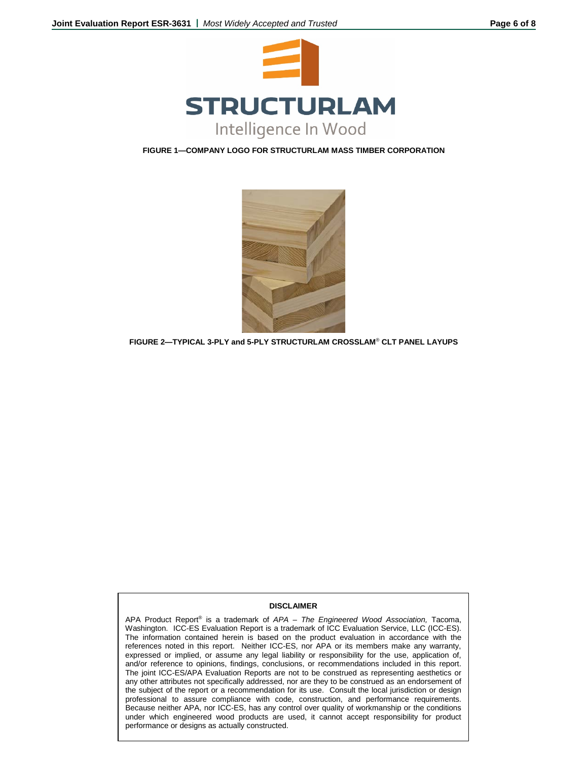FIGURE 1—COMPANY LOGO FOR STRUCTURLAM MASS TIMBER CORPORATION

FIGURE 2—TYPICAL 3-PLY and 5-PLY STRUCTURLAM CROSSLAM® CLT PANEL LAYUPS

**DISCLAIMER**

APA Product Report® is a trademark of *APA – The Engineered Wood Association,* Tacoma, Washington. ICC-ES Evaluation Report is a trademark of ICC Evaluation Service, LLC (ICC-ES). The information contained herein is based on the product evaluation in accordance with the references noted in this report. Neither ICC-ES, nor APA or its members make any warranty, expressed or implied, or assume any legal liability or responsibility for the use, application of, and/or reference to opinions, findings, conclusions, or recommendations included in this report. The joint ICC-ES/APA Evaluation Reports are not to be construed as representing aesthetics or any other attributes not specifically addressed, nor are they to be construed as an endorsement of the subject of the report or a recommendation for its use. Consult the local jurisdiction or design professional to assure compliance with code, construction, and performance requirements. Because neither APA, nor ICC-ES, has any control over quality of workmanship or the conditions under which engineered wood products are used, it cannot accept responsibility for product performance or designs as actually constructed.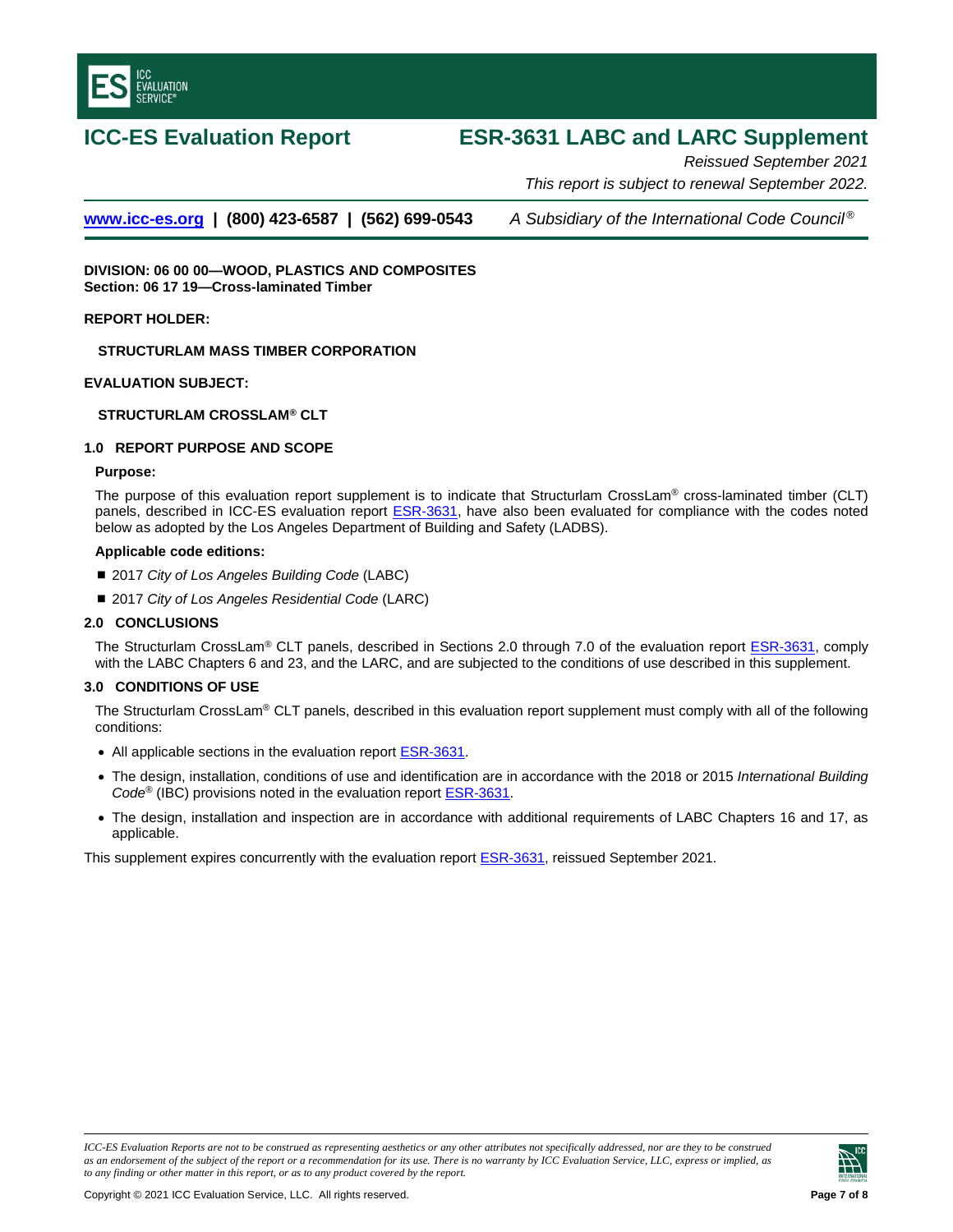# ICC-ES Evaluation Report

# ESR-3631 LABC and LARC Supplement

*Reissued September 2021*

*This report is subject to renewal September 2022.*

www.icc-es.org | (800) 423-6587 | (562) 699-0543 *A Subsidiary of the International Code Council®*

**DIVISION: 06 00 00—WOOD, PLASTICS AND COMPOSITES**
**Section: 06 17 19—Cross-laminated Timber**

**REPORT HOLDER:**

**STRUCTURLAM MASS TIMBER CORPORATION**

**EVALUATION SUBJECT:**

**STRUCTURLAM CROSSLAM® CLT**

## 1.0 REPORT PURPOSE AND SCOPE

### Purpose:

The purpose of this evaluation report supplement is to indicate that Structurlam CrossLam® cross-laminated timber (CLT) panels, described in ICC-ES evaluation report ESR-3631, have also been evaluated for compliance with the codes noted below as adopted by the Los Angeles Department of Building and Safety (LADBS).

### Applicable code editions:

- 2017 *City of Los Angeles Building Code* (LABC)
- 2017 *City of Los Angeles Residential Code* (LARC)

## 2.0 CONCLUSIONS

The Structurlam CrossLam® CLT panels, described in Sections 2.0 through 7.0 of the evaluation report ESR-3631, comply with the LABC Chapters 6 and 23, and the LARC, and are subjected to the conditions of use described in this supplement.

## 3.0 CONDITIONS OF USE

The Structurlam CrossLam® CLT panels, described in this evaluation report supplement must comply with all of the following conditions:

- All applicable sections in the evaluation report ESR-3631.
- The design, installation, conditions of use and identification are in accordance with the 2018 or 2015 *International Building Code®* (IBC) provisions noted in the evaluation report ESR-3631.
- The design, installation and inspection are in accordance with additional requirements of LABC Chapters 16 and 17, as applicable.

This supplement expires concurrently with the evaluation report ESR-3631, reissued September 2021.

*ICC-ES Evaluation Reports are not to be construed as representing aesthetics or any other attributes not specifically addressed, nor are they to be construed as an endorsement of the subject of the report or a recommendation for its use. There is no warranty by ICC Evaluation Service, LLC, express or implied, as to any finding or other matter in this report, or as to any product covered by the report.*

Copyright © 2021 ICC Evaluation Service, LLC. All rights reserved.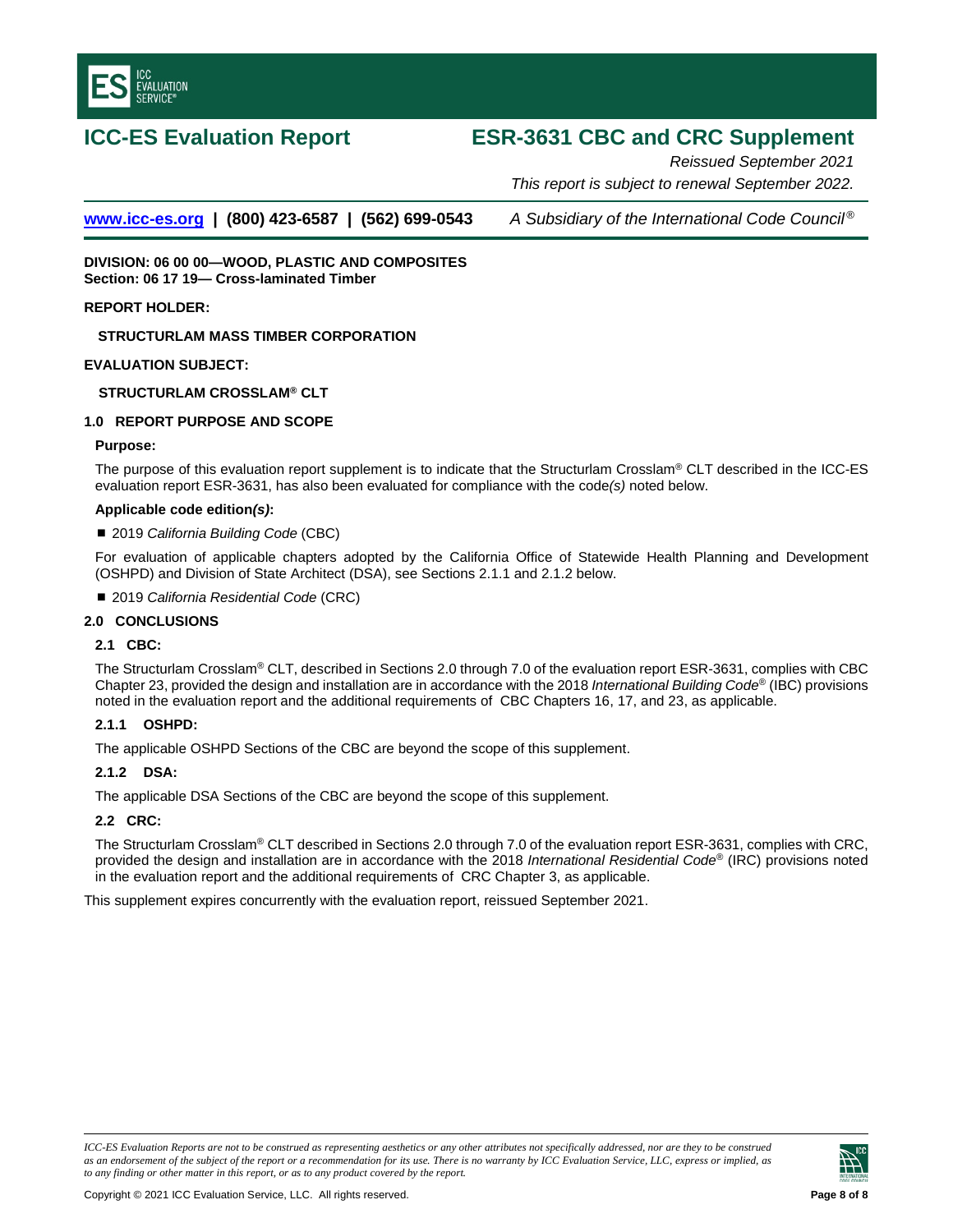# ICC-ES Evaluation Report

# ESR-3631 CBC and CRC Supplement

*Reissued September 2021*

*This report is subject to renewal September 2022.*

www.icc-es.org | (800) 423-6587 | (562) 699-0543 *A Subsidiary of the International Code Council®*

**DIVISION: 06 00 00—WOOD, PLASTIC AND COMPOSITES**
**Section: 06 17 19— Cross-laminated Timber**

**REPORT HOLDER:**

**STRUCTURLAM MASS TIMBER CORPORATION**

**EVALUATION SUBJECT:**

**STRUCTURLAM CROSSLAM® CLT**

## 1.0 REPORT PURPOSE AND SCOPE

**Purpose:**

The purpose of this evaluation report supplement is to indicate that the Structurlam Crosslam® CLT described in the ICC-ES evaluation report ESR-3631, has also been evaluated for compliance with the code*(s)* noted below.

**Applicable code edition*(s)*:**

- 2019 *California Building Code* (CBC)

For evaluation of applicable chapters adopted by the California Office of Statewide Health Planning and Development (OSHPD) and Division of State Architect (DSA), see Sections 2.1.1 and 2.1.2 below.

- 2019 *California Residential Code* (CRC)

## 2.0 CONCLUSIONS

### 2.1 CBC:

The Structurlam Crosslam® CLT, described in Sections 2.0 through 7.0 of the evaluation report ESR-3631, complies with CBC Chapter 23, provided the design and installation are in accordance with the 2018 *International Building Code®* (IBC) provisions noted in the evaluation report and the additional requirements of CBC Chapters 16, 17, and 23, as applicable.

#### 2.1.1 OSHPD:

The applicable OSHPD Sections of the CBC are beyond the scope of this supplement.

#### 2.1.2 DSA:

The applicable DSA Sections of the CBC are beyond the scope of this supplement.

### 2.2 CRC:

The Structurlam Crosslam® CLT described in Sections 2.0 through 7.0 of the evaluation report ESR-3631, complies with CRC, provided the design and installation are in accordance with the 2018 *International Residential Code®* (IRC) provisions noted in the evaluation report and the additional requirements of CRC Chapter 3, as applicable.

This supplement expires concurrently with the evaluation report, reissued September 2021.

*ICC-ES Evaluation Reports are not to be construed as representing aesthetics or any other attributes not specifically addressed, nor are they to be construed as an endorsement of the subject of the report or a recommendation for its use. There is no warranty by ICC Evaluation Service, LLC, express or implied, as to any finding or other matter in this report, or as to any product covered by the report.*

Copyright © 2021 ICC Evaluation Service, LLC. All rights reserved.